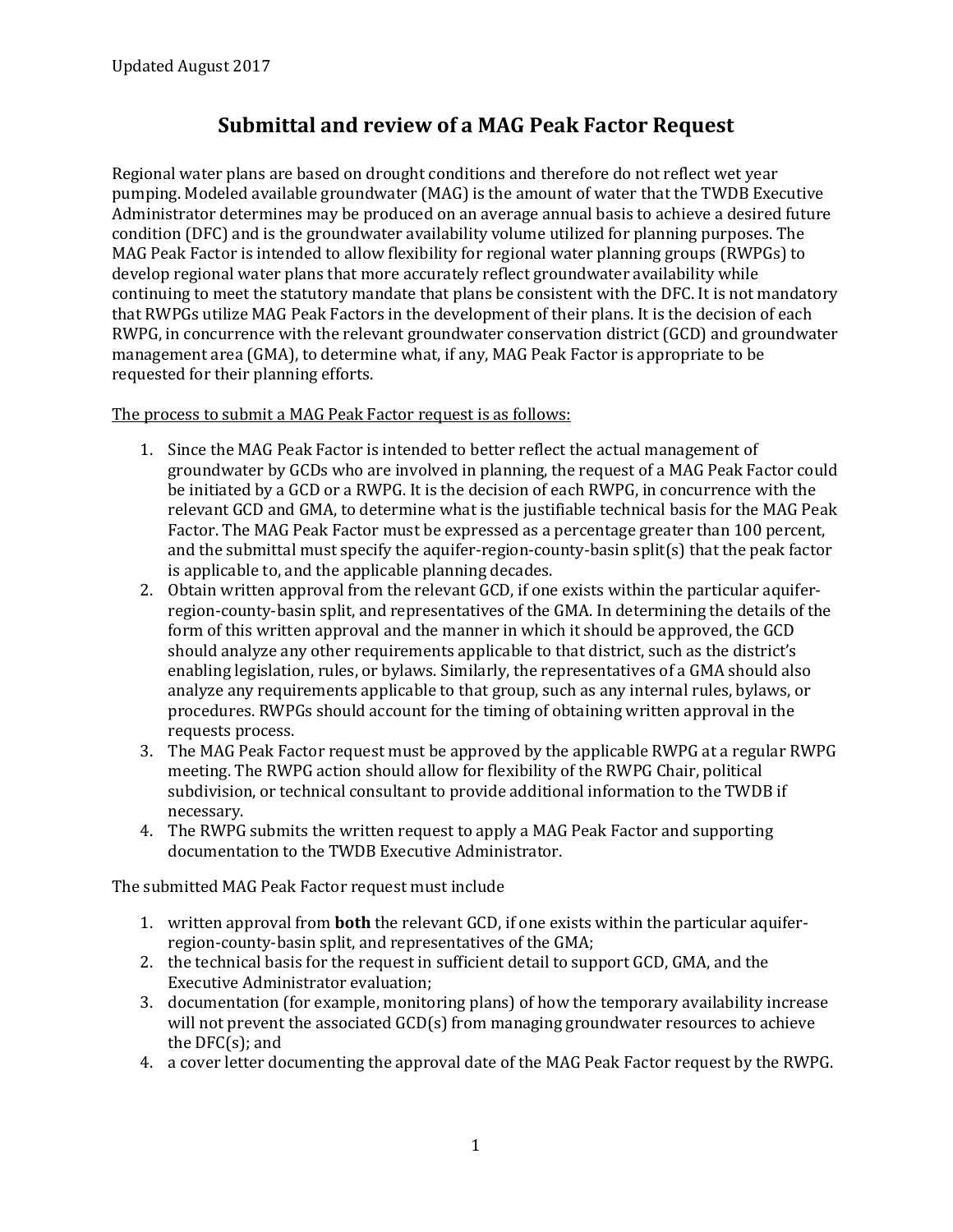Updated August 2017

# Submittal and review of a MAG Peak Factor Request

Regional water plans are based on drought conditions and therefore do not reflect wet year pumping. Modeled available groundwater (MAG) is the amount of water that the TWDB Executive Administrator determines may be produced on an average annual basis to achieve a desired future condition (DFC) and is the groundwater availability volume utilized for planning purposes. The MAG Peak Factor is intended to allow flexibility for regional water planning groups (RWPGs) to develop regional water plans that more accurately reflect groundwater availability while continuing to meet the statutory mandate that plans be consistent with the DFC. It is not mandatory that RWPGs utilize MAG Peak Factors in the development of their plans. It is the decision of each RWPG, in concurrence with the relevant groundwater conservation district (GCD) and groundwater management area (GMA), to determine what, if any, MAG Peak Factor is appropriate to be requested for their planning efforts.

<u>The process to submit a MAG Peak Factor request is as follows:</u>

1. Since the MAG Peak Factor is intended to better reflect the actual management of groundwater by GCDs who are involved in planning, the request of a MAG Peak Factor could be initiated by a GCD or a RWPG. It is the decision of each RWPG, in concurrence with the relevant GCD and GMA, to determine what is the justifiable technical basis for the MAG Peak Factor. The MAG Peak Factor must be expressed as a percentage greater than 100 percent, and the submittal must specify the aquifer-region-county-basin split(s) that the peak factor is applicable to, and the applicable planning decades.
2. Obtain written approval from the relevant GCD, if one exists within the particular aquifer-region-county-basin split, and representatives of the GMA. In determining the details of the form of this written approval and the manner in which it should be approved, the GCD should analyze any other requirements applicable to that district, such as the district's enabling legislation, rules, or bylaws. Similarly, the representatives of a GMA should also analyze any requirements applicable to that group, such as any internal rules, bylaws, or procedures. RWPGs should account for the timing of obtaining written approval in the requests process.
3. The MAG Peak Factor request must be approved by the applicable RWPG at a regular RWPG meeting. The RWPG action should allow for flexibility of the RWPG Chair, political subdivision, or technical consultant to provide additional information to the TWDB if necessary.
4. The RWPG submits the written request to apply a MAG Peak Factor and supporting documentation to the TWDB Executive Administrator.

The submitted MAG Peak Factor request must include

1. written approval from **both** the relevant GCD, if one exists within the particular aquifer-region-county-basin split, and representatives of the GMA;
2. the technical basis for the request in sufficient detail to support GCD, GMA, and the Executive Administrator evaluation;
3. documentation (for example, monitoring plans) of how the temporary availability increase will not prevent the associated GCD(s) from managing groundwater resources to achieve the DFC(s); and
4. a cover letter documenting the approval date of the MAG Peak Factor request by the RWPG.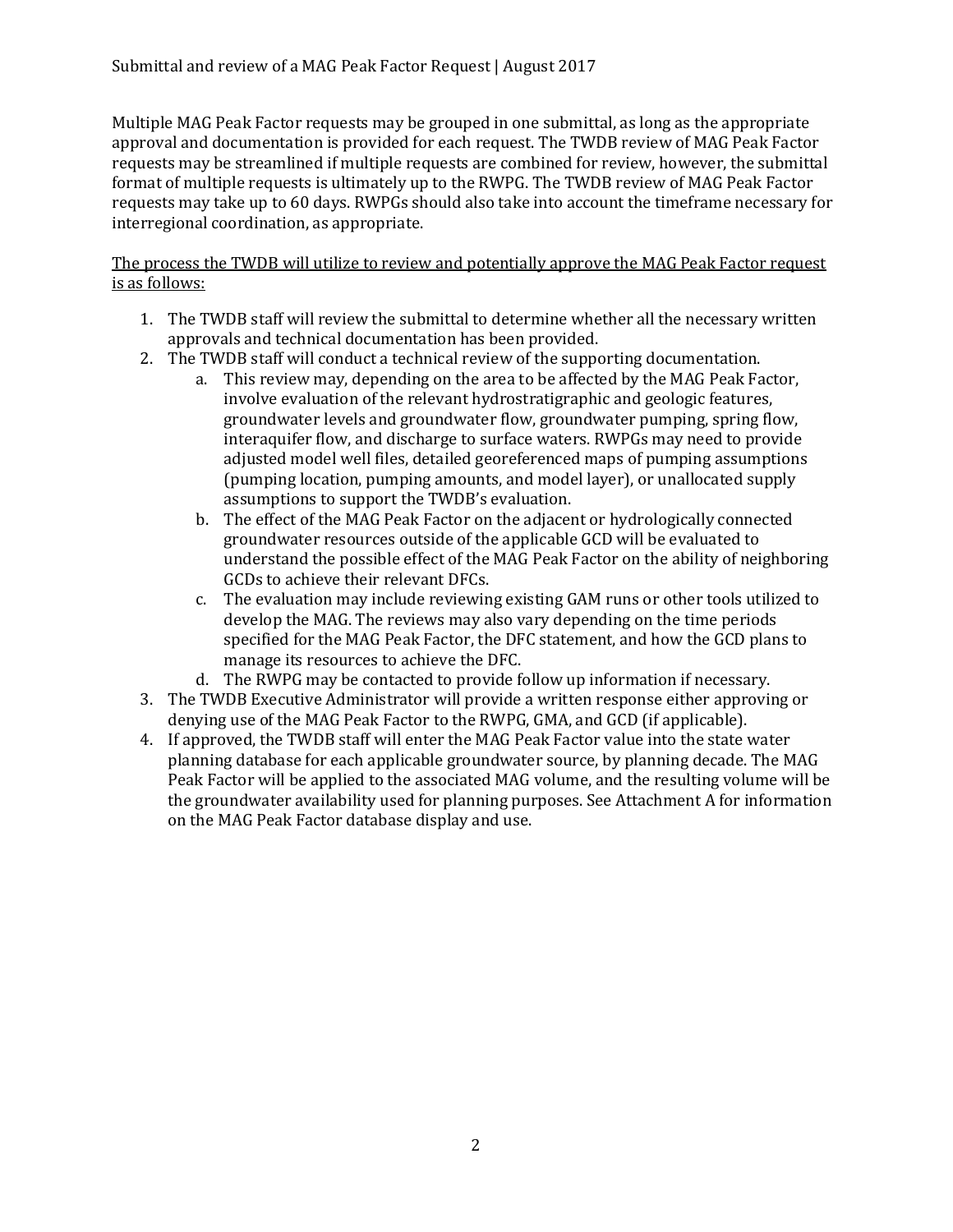Multiple MAG Peak Factor requests may be grouped in one submittal, as long as the appropriate approval and documentation is provided for each request. The TWDB review of MAG Peak Factor requests may be streamlined if multiple requests are combined for review, however, the submittal format of multiple requests is ultimately up to the RWPG. The TWDB review of MAG Peak Factor requests may take up to 60 days. RWPGs should also take into account the timeframe necessary for interregional coordination, as appropriate.

<u>The process the TWDB will utilize to review and potentially approve the MAG Peak Factor request is as follows:</u>

1. The TWDB staff will review the submittal to determine whether all the necessary written approvals and technical documentation has been provided.
2. The TWDB staff will conduct a technical review of the supporting documentation.
    a. This review may, depending on the area to be affected by the MAG Peak Factor, involve evaluation of the relevant hydrostratigraphic and geologic features, groundwater levels and groundwater flow, groundwater pumping, spring flow, interaquifer flow, and discharge to surface waters. RWPGs may need to provide adjusted model well files, detailed georeferenced maps of pumping assumptions (pumping location, pumping amounts, and model layer), or unallocated supply assumptions to support the TWDB's evaluation.
    b. The effect of the MAG Peak Factor on the adjacent or hydrologically connected groundwater resources outside of the applicable GCD will be evaluated to understand the possible effect of the MAG Peak Factor on the ability of neighboring GCDs to achieve their relevant DFCs.
    c. The evaluation may include reviewing existing GAM runs or other tools utilized to develop the MAG. The reviews may also vary depending on the time periods specified for the MAG Peak Factor, the DFC statement, and how the GCD plans to manage its resources to achieve the DFC.
    d. The RWPG may be contacted to provide follow up information if necessary.
3. The TWDB Executive Administrator will provide a written response either approving or denying use of the MAG Peak Factor to the RWPG, GMA, and GCD (if applicable).
4. If approved, the TWDB staff will enter the MAG Peak Factor value into the state water planning database for each applicable groundwater source, by planning decade. The MAG Peak Factor will be applied to the associated MAG volume, and the resulting volume will be the groundwater availability used for planning purposes. See Attachment A for information on the MAG Peak Factor database display and use.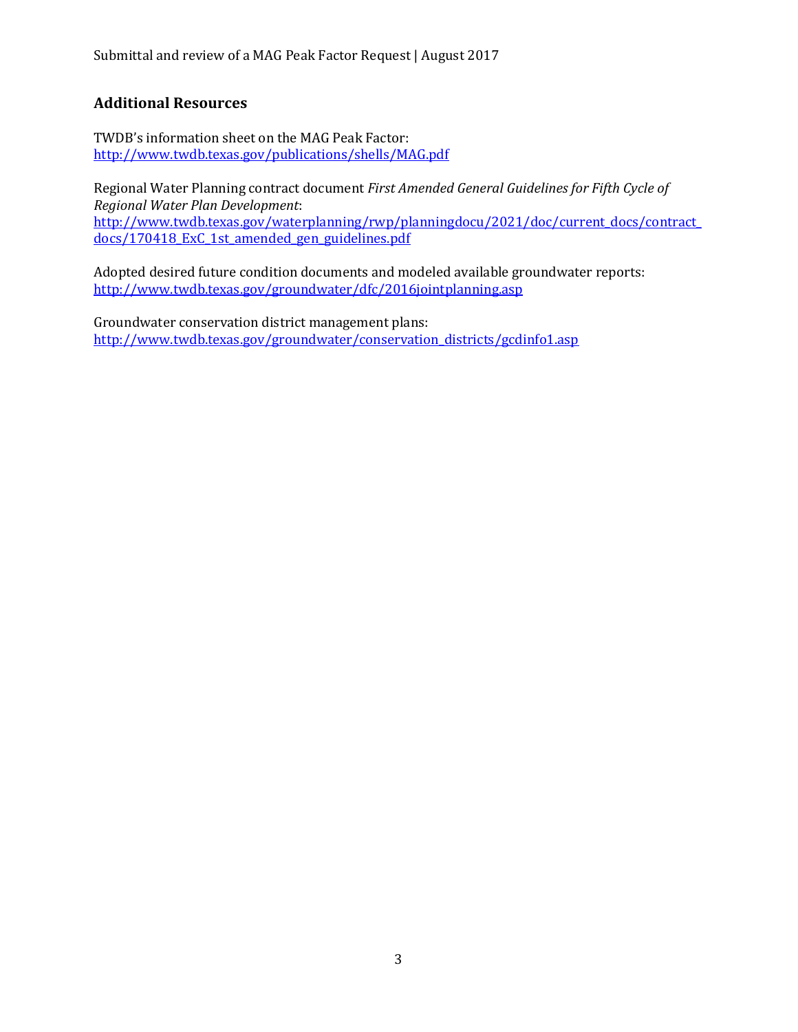## Additional Resources

TWDB's information sheet on the MAG Peak Factor:
http://www.twdb.texas.gov/publications/shells/MAG.pdf

Regional Water Planning contract document *First Amended General Guidelines for Fifth Cycle of Regional Water Plan Development*:
http://www.twdb.texas.gov/waterplanning/rwp/planningdocu/2021/doc/current_docs/contract_docs/170418_ExC_1st_amended_gen_guidelines.pdf

Adopted desired future condition documents and modeled available groundwater reports:
http://www.twdb.texas.gov/groundwater/dfc/2016jointplanning.asp

Groundwater conservation district management plans:
http://www.twdb.texas.gov/groundwater/conservation_districts/gcdinfo1.asp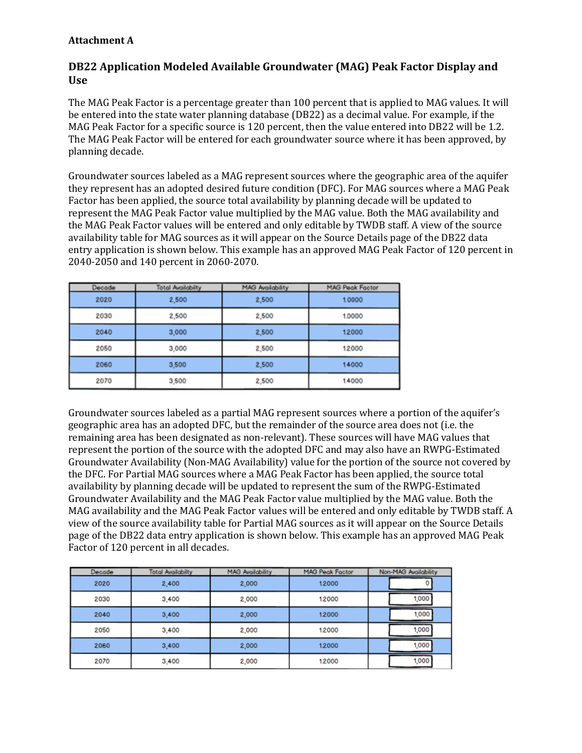**Attachment A**

## DB22 Application Modeled Available Groundwater (MAG) Peak Factor Display and Use

The MAG Peak Factor is a percentage greater than 100 percent that is applied to MAG values. It will be entered into the state water planning database (DB22) as a decimal value. For example, if the MAG Peak Factor for a specific source is 120 percent, then the value entered into DB22 will be 1.2. The MAG Peak Factor will be entered for each groundwater source where it has been approved, by planning decade.

Groundwater sources labeled as a MAG represent sources where the geographic area of the aquifer they represent has an adopted desired future condition (DFC). For MAG sources where a MAG Peak Factor has been applied, the source total availability by planning decade will be updated to represent the MAG Peak Factor value multiplied by the MAG value. Both the MAG availability and the MAG Peak Factor values will be entered and only editable by TWDB staff. A view of the source availability table for MAG sources as it will appear on the Source Details page of the DB22 data entry application is shown below. This example has an approved MAG Peak Factor of 120 percent in 2040-2050 and 140 percent in 2060-2070.

| Decade | Total Availabilty | MAG Availability | MAG Peak Factor |
|---|---|---|---|
| 2020 | 2,500 | 2,500 | 1.0000 |
| 2030 | 2,500 | 2,500 | 1.0000 |
| 2040 | 3,000 | 2,500 | 1.2000 |
| 2050 | 3,000 | 2,500 | 1.2000 |
| 2060 | 3,500 | 2,500 | 1.4000 |
| 2070 | 3,500 | 2,500 | 1.4000 |

Groundwater sources labeled as a partial MAG represent sources where a portion of the aquifer's geographic area has an adopted DFC, but the remainder of the source area does not (i.e. the remaining area has been designated as non-relevant). These sources will have MAG values that represent the portion of the source with the adopted DFC and may also have an RWPG-Estimated Groundwater Availability (Non-MAG Availability) value for the portion of the source not covered by the DFC. For Partial MAG sources where a MAG Peak Factor has been applied, the source total availability by planning decade will be updated to represent the sum of the RWPG-Estimated Groundwater Availability and the MAG Peak Factor value multiplied by the MAG value. Both the MAG availability and the MAG Peak Factor values will be entered and only editable by TWDB staff. A view of the source availability table for Partial MAG sources as it will appear on the Source Details page of the DB22 data entry application is shown below. This example has an approved MAG Peak Factor of 120 percent in all decades.

| Decade | Total Availabilty | MAG Availability | MAG Peak Factor | Non-MAG Availability |
|---|---|---|---|---|
| 2020 | 2,400 | 2,000 | 1.2000 | 0 |
| 2030 | 3,400 | 2,000 | 1.2000 | 1,000 |
| 2040 | 3,400 | 2,000 | 1.2000 | 1,000 |
| 2050 | 3,400 | 2,000 | 1.2000 | 1,000 |
| 2060 | 3,400 | 2,000 | 1.2000 | 1,000 |
| 2070 | 3,400 | 2,000 | 1.2000 | 1,000 |